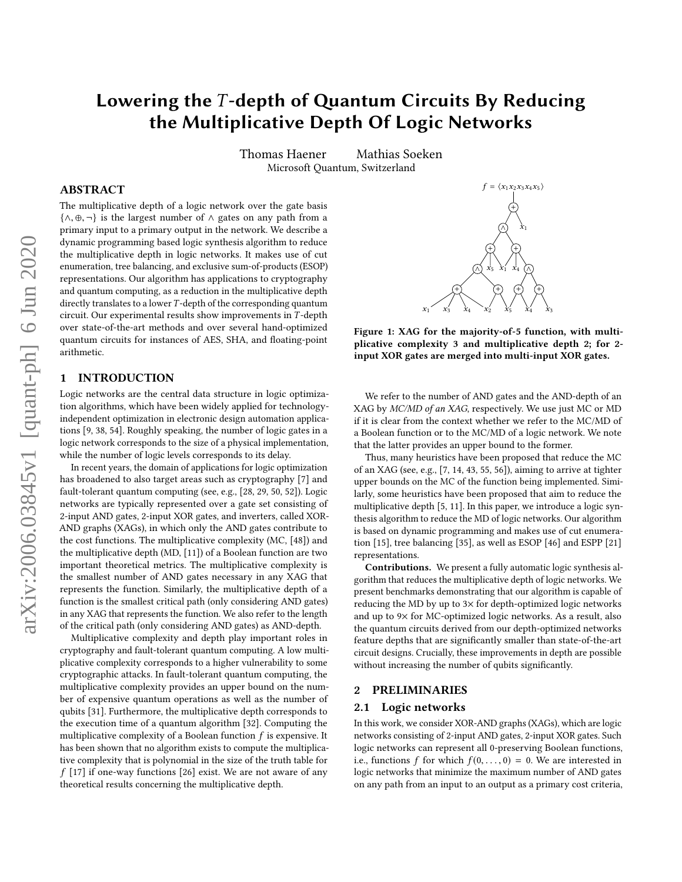# Lowering the $T$-depth of Quantum Circuits By Reducing the Multiplicative Depth Of Logic Networks

Thomas Haener  Mathias Soeken
Microsoft Quantum, Switzerland

## ABSTRACT

The multiplicative depth of a logic network over the gate basis $\{\land, \oplus, \neg\}$ is the largest number of $\land$ gates on any path from a primary input to a primary output in the network. We describe a dynamic programming based logic synthesis algorithm to reduce the multiplicative depth in logic networks. It makes use of cut enumeration, tree balancing, and exclusive sum-of-products (ESOP) representations. Our algorithm has applications to cryptography and quantum computing, as a reduction in the multiplicative depth directly translates to a lower $T$-depth of the corresponding quantum circuit. Our experimental results show improvements in $T$-depth over state-of-the-art methods and over several hand-optimized quantum circuits for instances of AES, SHA, and floating-point arithmetic.

## 1 INTRODUCTION

Logic networks are the central data structure in logic optimization algorithms, which have been widely applied for technology-independent optimization in electronic design automation applications [9, 38, 54]. Roughly speaking, the number of logic gates in a logic network corresponds to the size of a physical implementation, while the number of logic levels corresponds to its delay.

In recent years, the domain of applications for logic optimization has broadened to also target areas such as cryptography [7] and fault-tolerant quantum computing (see, e.g., [28, 29, 50, 52]). Logic networks are typically represented over a gate set consisting of 2-input AND gates, 2-input XOR gates, and inverters, called XOR-AND graphs (XAGs), in which only the AND gates contribute to the cost functions. The multiplicative complexity (MC, [48]) and the multiplicative depth (MD, [11]) of a Boolean function are two important theoretical metrics. The multiplicative complexity is the smallest number of AND gates necessary in any XAG that represents the function. Similarly, the multiplicative depth of a function is the smallest critical path (only considering AND gates) in any XAG that represents the function. We also refer to the length of the critical path (only considering AND gates) as AND-depth.

Multiplicative complexity and depth play important roles in cryptography and fault-tolerant quantum computing. A low multiplicative complexity corresponds to a higher vulnerability to some cryptographic attacks. In fault-tolerant quantum computing, the multiplicative complexity provides an upper bound on the number of expensive quantum operations as well as the number of qubits [31]. Furthermore, the multiplicative depth corresponds to the execution time of a quantum algorithm [32]. Computing the multiplicative complexity of a Boolean function $f$ is expensive. It has been shown that no algorithm exists to compute the multiplicative complexity that is polynomial in the size of the truth table for $f$ [17] if one-way functions [26] exist. We are not aware of any theoretical results concerning the multiplicative depth.

$f = \langle x_1 x_2 x_3 x_4 x_5 \rangle$

**Figure 1: XAG for the majority-of-5 function, with multiplicative complexity 3 and multiplicative depth 2; for 2-input XOR gates are merged into multi-input XOR gates.**

We refer to the number of AND gates and the AND-depth of an XAG by *MC/MD of an XAG*, respectively. We use just MC or MD if it is clear from the context whether we refer to the MC/MD of a Boolean function or to the MC/MD of a logic network. We note that the latter provides an upper bound to the former.

Thus, many heuristics have been proposed that reduce the MC of an XAG (see, e.g., [7, 14, 43, 55, 56]), aiming to arrive at tighter upper bounds on the MC of the function being implemented. Similarly, some heuristics have been proposed that aim to reduce the multiplicative depth [5, 11]. In this paper, we introduce a logic synthesis algorithm to reduce the MD of logic networks. Our algorithm is based on dynamic programming and makes use of cut enumeration [15], tree balancing [35], as well as ESOP [46] and ESPP [21] representations.

**Contributions.** We present a fully automatic logic synthesis algorithm that reduces the multiplicative depth of logic networks. We present benchmarks demonstrating that our algorithm is capable of reducing the MD by up to 3× for depth-optimized logic networks and up to 9× for MC-optimized logic networks. As a result, also the quantum circuits derived from our depth-optimized networks feature depths that are significantly smaller than state-of-the-art circuit designs. Crucially, these improvements in depth are possible without increasing the number of qubits significantly.

## 2 PRELIMINARIES

### 2.1 Logic networks

In this work, we consider XOR-AND graphs (XAGs), which are logic networks consisting of 2-input AND gates, 2-input XOR gates. Such logic networks can represent all 0-preserving Boolean functions, i.e., functions $f$ for which $f(0, \dots, 0) = 0$. We are interested in logic networks that minimize the maximum number of AND gates on any path from an input to an output as a primary cost criteria,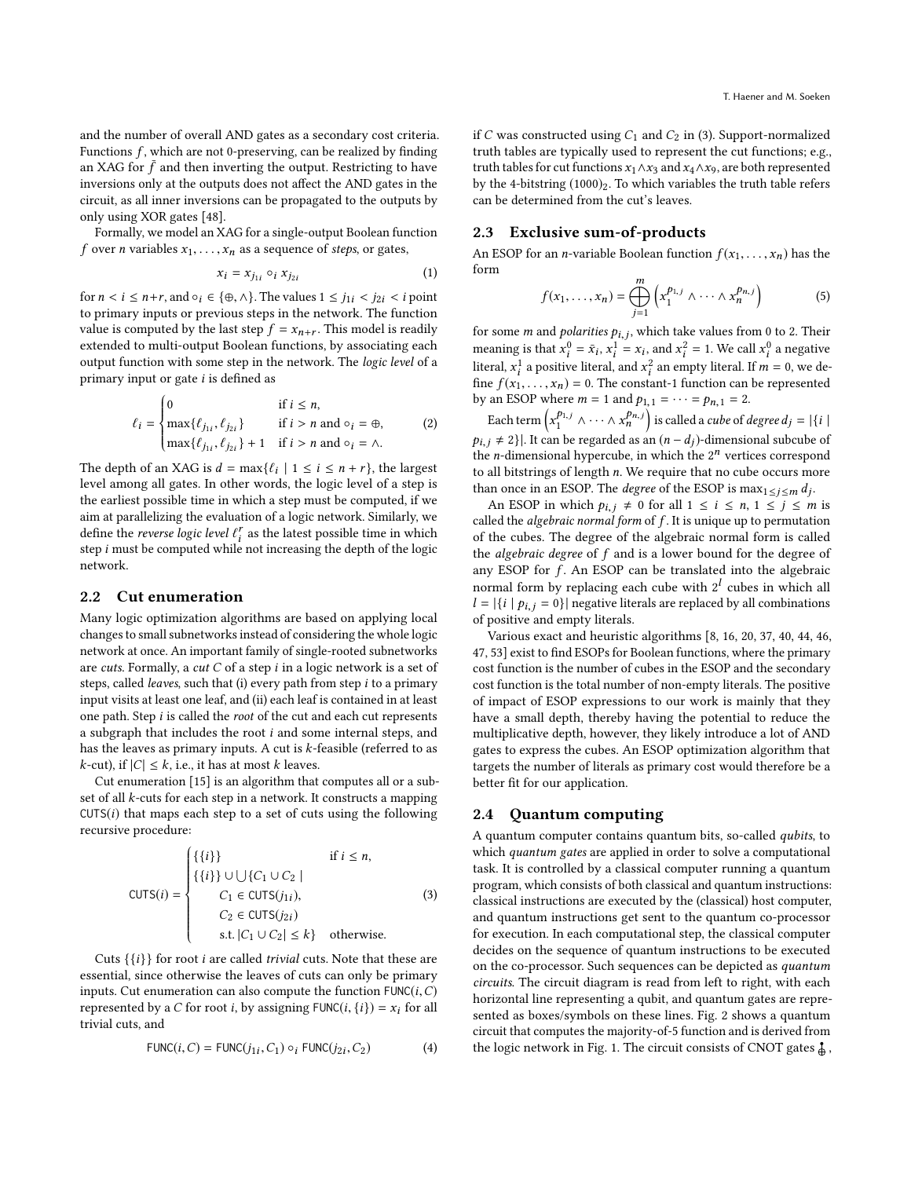and the number of overall AND gates as a secondary cost criteria. Functions $f$, which are not 0-preserving, can be realized by finding an XAG for $\bar{f}$ and then inverting the output. Restricting to have inversions only at the outputs does not affect the AND gates in the circuit, as all inner inversions can be propagated to the outputs by only using XOR gates [48].

Formally, we model an XAG for a single-output Boolean function $f$ over $n$ variables $x_1, \dots, x_n$ as a sequence of *steps*, or gates,

$$x_i = x_{j_{1i}} \circ_i x_{j_{2i}} \tag{1}$$

for $n < i \le n+r$, and $\circ_i \in \{\oplus, \land\}$. The values $1 \le j_{1i} < j_{2i} < i$ point to primary inputs or previous steps in the network. The function value is computed by the last step $f = x_{n+r}$. This model is readily extended to multi-output Boolean functions, by associating each output function with some step in the network. The *logic level* of a primary input or gate $i$ is defined as

$$\ell_i = \begin{cases} 0 & \text{if } i \le n, \\ \max\{\ell_{j_{1i}}, \ell_{j_{2i}}\} & \text{if } i > n \text{ and } \circ_i = \oplus, \\ \max\{\ell_{j_{1i}}, \ell_{j_{2i}}\} + 1 & \text{if } i > n \text{ and } \circ_i = \land. \end{cases} \tag{2}$$

The depth of an XAG is $d = \max\{\ell_i \mid 1 \le i \le n+r\}$, the largest level among all gates. In other words, the logic level of a step is the earliest possible time in which a step must be computed, if we aim at parallelizing the evaluation of a logic network. Similarly, we define the *reverse logic level* $\ell_i^r$ as the latest possible time in which step $i$ must be computed while not increasing the depth of the logic network.

## 2.2 Cut enumeration

Many logic optimization algorithms are based on applying local changes to small subnetworks instead of considering the whole logic network at once. An important family of single-rooted subnetworks are *cuts*. Formally, a *cut* $C$ of a step $i$ in a logic network is a set of steps, called *leaves*, such that (i) every path from step $i$ to a primary input visits at least one leaf, and (ii) each leaf is contained in at least one path. Step $i$ is called the *root* of the cut and each cut represents a subgraph that includes the root $i$ and some internal steps, and has the leaves as primary inputs. A cut is $k$-feasible (referred to as $k$-cut), if $|C| \le k$, i.e., it has at most $k$ leaves.

Cut enumeration [15] is an algorithm that computes all or a subset of all $k$-cuts for each step in a network. It constructs a mapping $\mathsf{CUTS}(i)$ that maps each step to a set of cuts using the following recursive procedure:

$$\mathsf{CUTS}(i) = \begin{cases} \{\{i\}\} & \text{if } i \le n, \\ \{\{i\}\} \cup \bigcup\{C_1 \cup C_2 \mid \\ \quad C_1 \in \mathsf{CUTS}(j_{1i}), \\ \quad C_2 \in \mathsf{CUTS}(j_{2i}) \\ \quad \text{s.t. } |C_1 \cup C_2| \le k\} & \text{otherwise.} \end{cases} \tag{3}$$

Cuts $\{\{i\}\}$ for root $i$ are called *trivial* cuts. Note that these are essential, since otherwise the leaves of cuts can only be primary inputs. Cut enumeration can also compute the function $\mathsf{FUNC}(i, C)$ represented by a $C$ for root $i$, by assigning $\mathsf{FUNC}(i, \{i\}) = x_i$ for all trivial cuts, and

$$\mathsf{FUNC}(i, C) = \mathsf{FUNC}(j_{1i}, C_1) \circ_i \mathsf{FUNC}(j_{2i}, C_2) \tag{4}$$

if $C$ was constructed using $C_1$ and $C_2$ in (3). Support-normalized truth tables are typically used to represent the cut functions; e.g., truth tables for cut functions $x_1 \land x_3$ and $x_4 \land x_9$, are both represented by the 4-bitstring $(1000)_2$. To which variables the truth table refers can be determined from the cut's leaves.

## 2.3 Exclusive sum-of-products

An ESOP for an $n$-variable Boolean function $f(x_1, \dots, x_n)$ has the form

$$f(x_1, \dots, x_n) = \bigoplus_{j=1}^{m} \left( x_1^{p_{1,j}} \land \cdots \land x_n^{p_{n,j}} \right) \tag{5}$$

for some $m$ and *polarities* $p_{i,j}$, which take values from 0 to 2. Their meaning is that $x_i^0 = \bar{x}_i$, $x_i^1 = x_i$, and $x_i^2 = 1$. We call $x_i^0$ a negative literal, $x_i^1$ a positive literal, and $x_i^2$ an empty literal. If $m = 0$, we define $f(x_1, \dots, x_n) = 0$. The constant-1 function can be represented by an ESOP where $m = 1$ and $p_{1,1} = \cdots = p_{n,1} = 2$.

Each term $\left( x_1^{p_{1,j}} \land \cdots \land x_n^{p_{n,j}} \right)$ is called a *cube* of *degree* $d_j = |\{i \mid p_{i,j} \ne 2\}|$. It can be regarded as an $(n - d_j)$-dimensional subcube of the $n$-dimensional hypercube, in which the $2^n$ vertices correspond to all bitstrings of length $n$. We require that no cube occurs more than once in an ESOP. The *degree* of the ESOP is $\max_{1 \le j \le m} d_j$.

An ESOP in which $p_{i,j} \ne 0$ for all $1 \le i \le n$, $1 \le j \le m$ is called the *algebraic normal form* of $f$. It is unique up to permutation of the cubes. The degree of the algebraic normal form is called the *algebraic degree* of $f$ and is a lower bound for the degree of any ESOP for $f$. An ESOP can be translated into the algebraic normal form by replacing each cube with $2^l$ cubes in which all $l = |\{i \mid p_{i,j} = 0\}|$ negative literals are replaced by all combinations of positive and empty literals.

Various exact and heuristic algorithms [8, 16, 20, 37, 40, 44, 46, 47, 53] exist to find ESOPs for Boolean functions, where the primary cost function is the number of cubes in the ESOP and the secondary cost function is the total number of non-empty literals. The positive of impact of ESOP expressions to our work is mainly that they have a small depth, thereby having the potential to reduce the multiplicative depth, however, they likely introduce a lot of AND gates to express the cubes. An ESOP optimization algorithm that targets the number of literals as primary cost would therefore be a better fit for our application.

## 2.4 Quantum computing

A quantum computer contains quantum bits, so-called *qubits*, to which *quantum gates* are applied in order to solve a computational task. It is controlled by a classical computer running a quantum program, which consists of both classical and quantum instructions: classical instructions are executed by the (classical) host computer, and quantum instructions get sent to the quantum co-processor for execution. In each computational step, the classical computer decides on the sequence of quantum instructions to be executed on the co-processor. Such sequences can be depicted as *quantum circuits*. The circuit diagram is read from left to right, with each horizontal line representing a qubit, and quantum gates are represented as boxes/symbols on these lines. Fig. 2 shows a quantum circuit that computes the majority-of-5 function and is derived from the logic network in Fig. 1. The circuit consists of CNOT gates,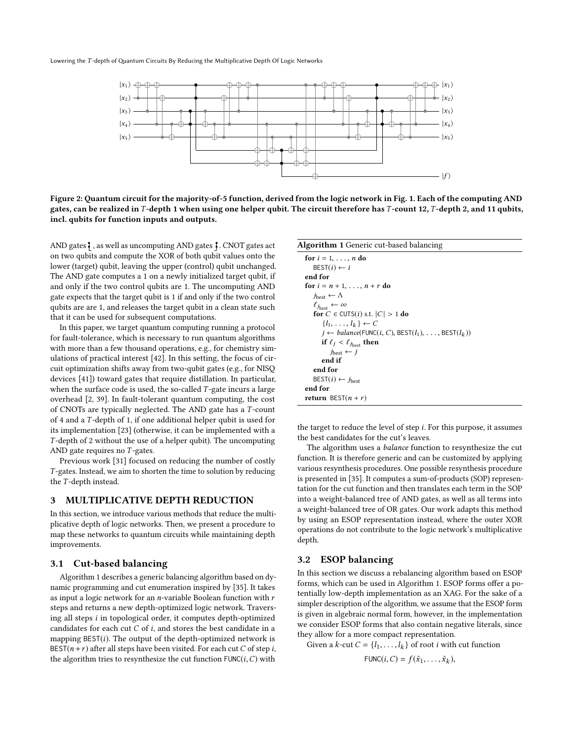Figure 2: Quantum circuit for the majority-of-5 function, derived from the logic network in Fig. 1. Each of the computing AND gates, can be realized in $T$-depth 1 when using one helper qubit. The circuit therefore has $T$-count 12, $T$-depth 2, and 11 qubits, incl. qubits for function inputs and outputs.

AND gates, as well as uncomputing AND gates. CNOT gates act on two qubits and compute the XOR of both qubit values onto the lower (target) qubit, leaving the upper (control) qubit unchanged. The AND gate computes a 1 on a newly initialized target qubit, if and only if the two control qubits are 1. The uncomputing AND gate expects that the target qubit is 1 if and only if the two control qubits are are 1, and releases the target qubit in a clean state such that it can be used for subsequent computations.

In this paper, we target quantum computing running a protocol for fault-tolerance, which is necessary to run quantum algorithms with more than a few thousand operations, e.g., for chemistry simulations of practical interest [42]. In this setting, the focus of circuit optimization shifts away from two-qubit gates (e.g., for NISQ devices [41]) toward gates that require distillation. In particular, when the surface code is used, the so-called $T$-gate incurs a large overhead [2, 39]. In fault-tolerant quantum computing, the cost of CNOTs are typically neglected. The AND gate has a $T$-count of 4 and a $T$-depth of 1, if one additional helper qubit is used for its implementation [23] (otherwise, it can be implemented with a $T$-depth of 2 without the use of a helper qubit). The uncomputing AND gate requires no $T$-gates.

Previous work [31] focused on reducing the number of costly $T$-gates. Instead, we aim to shorten the time to solution by reducing the $T$-depth instead.

## 3 MULTIPLICATIVE DEPTH REDUCTION

In this section, we introduce various methods that reduce the multiplicative depth of logic networks. Then, we present a procedure to map these networks to quantum circuits while maintaining depth improvements.

### 3.1 Cut-based balancing

Algorithm 1 describes a generic balancing algorithm based on dynamic programming and cut enumeration inspired by [35]. It takes as input a logic network for an $n$-variable Boolean function with $r$ steps and returns a new depth-optimized logic network. Traversing all steps $i$ in topological order, it computes depth-optimized candidates for each cut $C$ of $i$, and stores the best candidate in a mapping $\mathsf{BEST}(i)$. The output of the depth-optimized network is $\mathsf{BEST}(n+r)$ after all steps have been visited. For each cut $C$ of step $i$, the algorithm tries to resynthesize the cut function $\mathsf{FUNC}(i, C)$ with the target to reduce the level of step $i$. For this purpose, it assumes the best candidates for the cut's leaves.

**Algorithm 1** Generic cut-based balancing

```
for i = 1, ..., n do
    BEST(i) ← i
end for
for i = n + 1, ..., n + r do
    j_best ← Λ
    ℓ_{j_best} ← ∞
    for C ∈ CUTS(i) s.t. |C| > 1 do
        {l_1, ..., l_k} ← C
        j ← balance(FUNC(i, C), BEST(l_1), ..., BEST(l_k))
        if ℓ_j < ℓ_{j_best} then
            j_best ← j
        end if
    end for
    BEST(i) ← j_best
end for
return BEST(n + r)
```

The algorithm uses a *balance* function to resynthesize the cut function. It is therefore generic and can be customized by applying various resynthesis procedures. One possible resynthesis procedure is presented in [35]. It computes a sum-of-products (SOP) representation for the cut function and then translates each term in the SOP into a weight-balanced tree of AND gates, as well as all terms into a weight-balanced tree of OR gates. Our work adapts this method by using an ESOP representation instead, where the outer XOR operations do not contribute to the logic network's multiplicative depth.

### 3.2 ESOP balancing

In this section we discuss a rebalancing algorithm based on ESOP forms, which can be used in Algorithm 1. ESOP forms offer a potentially low-depth implementation as an XAG. For the sake of a simpler description of the algorithm, we assume that the ESOP form is given in algebraic normal form, however, in the implementation we consider ESOP forms that also contain negative literals, since they allow for a more compact representation.

Given a $k$-cut $C = \{l_1, \dots, l_k\}$ of root $i$ with cut function

$$\mathsf{FUNC}(i, C) = f(\hat{x}_1, \dots, \hat{x}_k),$$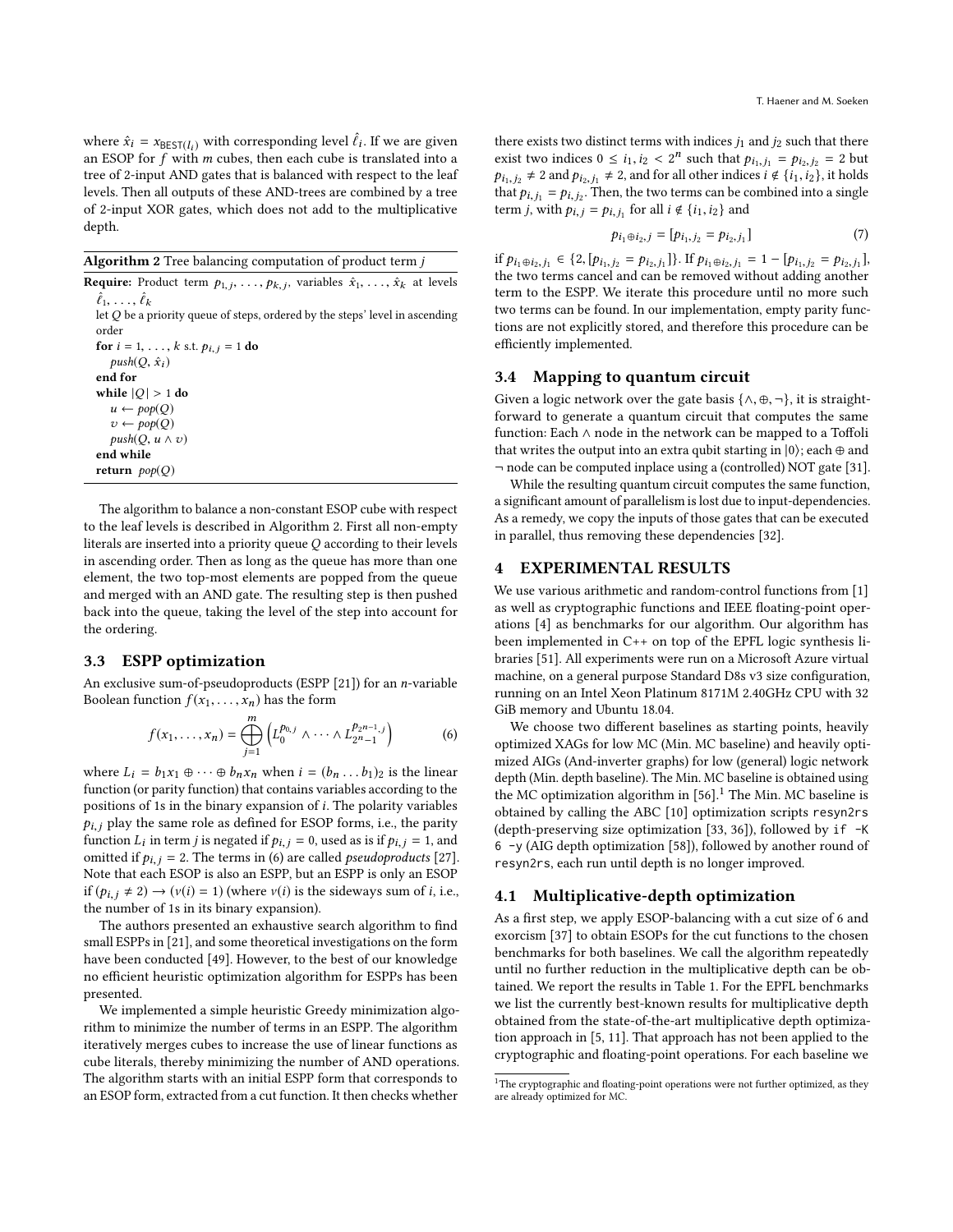where $\hat{x}_i = x_{\mathsf{BEST}(l_i)}$ with corresponding level $\hat{\ell}_i$. If we are given an ESOP for $f$ with $m$ cubes, then each cube is translated into a tree of 2-input AND gates that is balanced with respect to the leaf levels. Then all outputs of these AND-trees are combined by a tree of 2-input XOR gates, which does not add to the multiplicative depth.

**Algorithm 2** Tree balancing computation of product term $j$

**Require:** Product term $p_{1,j}, \dots, p_{k,j}$, variables $\hat{x}_1, \dots, \hat{x}_k$ at levels $\hat{\ell}_1, \dots, \hat{\ell}_k$

let $Q$ be a priority queue of steps, ordered by the steps' level in ascending order

```
for i = 1, ..., k s.t. p_{i,j} = 1 do
    push(Q, x̂_i)
end for
while |Q| > 1 do
    u ← pop(Q)
    v ← pop(Q)
    push(Q, u ∧ v)
end while
return pop(Q)
```

The algorithm to balance a non-constant ESOP cube with respect to the leaf levels is described in Algorithm 2. First all non-empty literals are inserted into a priority queue $Q$ according to their levels in ascending order. Then as long as the queue has more than one element, the two top-most elements are popped from the queue and merged with an AND gate. The resulting step is then pushed back into the queue, taking the level of the step into account for the ordering.

### 3.3 ESPP optimization

An exclusive sum-of-pseudoproducts (ESPP [21]) for an $n$-variable Boolean function $f(x_1, \dots, x_n)$ has the form

$$f(x_1, \dots, x_n) = \bigoplus_{j=1}^{m} \left( L_0^{p_{0,j}} \wedge \cdots \wedge L_{2^n-1}^{p_{2^n-1,j}} \right) \tag{6}$$

where $L_i = b_1 x_1 \oplus \cdots \oplus b_n x_n$ when $i = (b_n \dots b_1)_2$ is the linear function (or parity function) that contains variables according to the positions of 1s in the binary expansion of $i$. The polarity variables $p_{i,j}$ play the same role as defined for ESOP forms, i.e., the parity function $L_i$ in term $j$ is negated if $p_{i,j} = 0$, used as is if $p_{i,j} = 1$, and omitted if $p_{i,j} = 2$. The terms in (6) are called *pseudoproducts* [27]. Note that each ESOP is also an ESPP, but an ESPP is only an ESOP if $(p_{i,j} \neq 2) \rightarrow (\nu(i) = 1)$ (where $\nu(i)$ is the sideways sum of $i$, i.e., the number of 1s in its binary expansion).

The authors presented an exhaustive search algorithm to find small ESPPs in [21], and some theoretical investigations on the form have been conducted [49]. However, to the best of our knowledge no efficient heuristic optimization algorithm for ESPPs has been presented.

We implemented a simple heuristic Greedy minimization algorithm to minimize the number of terms in an ESPP. The algorithm iteratively merges cubes to increase the use of linear functions as cube literals, thereby minimizing the number of AND operations. The algorithm starts with an initial ESPP form that corresponds to an ESOP form, extracted from a cut function. It then checks whether there exists two distinct terms with indices $j_1$ and $j_2$ such that there exist two indices $0 \le i_1, i_2 < 2^n$ such that $p_{i_1,j_1} = p_{i_2,j_2} = 2$ but $p_{i_1,j_2} \neq 2$ and $p_{i_2,j_1} \neq 2$, and for all other indices $i \notin \{i_1, i_2\}$, it holds that $p_{i,j_1} = p_{i,j_2}$. Then, the two terms can be combined into a single term $j$, with $p_{i,j} = p_{i,j_1}$ for all $i \notin \{i_1, i_2\}$ and

$$p_{i_1 \oplus i_2, j} = [p_{i_1,j_2} = p_{i_2,j_1}] \tag{7}$$

if $p_{i_1 \oplus i_2, j_1} \in \{2, [p_{i_1,j_2} = p_{i_2,j_1}]\}$. If $p_{i_1 \oplus i_2, j_1} = 1 - [p_{i_1,j_2} = p_{i_2,j_1}]$, the two terms cancel and can be removed without adding another term to the ESPP. We iterate this procedure until no more such two terms can be found. In our implementation, empty parity functions are not explicitly stored, and therefore this procedure can be efficiently implemented.

### 3.4 Mapping to quantum circuit

Given a logic network over the gate basis $\{\wedge, \oplus, \neg\}$, it is straightforward to generate a quantum circuit that computes the same function: Each $\wedge$ node in the network can be mapped to a Toffoli that writes the output into an extra qubit starting in $|0\rangle$; each $\oplus$ and $\neg$ node can be computed inplace using a (controlled) NOT gate [31].

While the resulting quantum circuit computes the same function, a significant amount of parallelism is lost due to input-dependencies. As a remedy, we copy the inputs of those gates that can be executed in parallel, thus removing these dependencies [32].

## 4 EXPERIMENTAL RESULTS

We use various arithmetic and random-control functions from [1] as well as cryptographic functions and IEEE floating-point operations [4] as benchmarks for our algorithm. Our algorithm has been implemented in C++ on top of the EPFL logic synthesis libraries [51]. All experiments were run on a Microsoft Azure virtual machine, on a general purpose Standard D8s v3 size configuration, running on an Intel Xeon Platinum 8171M 2.40GHz CPU with 32 GiB memory and Ubuntu 18.04.

We choose two different baselines as starting points, heavily optimized XAGs for low MC (Min. MC baseline) and heavily optimized AIGs (And-inverter graphs) for low (general) logic network depth (Min. depth baseline). The Min. MC baseline is obtained using the MC optimization algorithm in [56].[1] The Min. MC baseline is obtained by calling the ABC [10] optimization scripts `resyn2rs` (depth-preserving size optimization [33, 36]), followed by `if -K 6 -y` (AIG depth optimization [58]), followed by another round of `resyn2rs`, each run until depth is no longer improved.

### 4.1 Multiplicative-depth optimization

As a first step, we apply ESOP-balancing with a cut size of 6 and exorcism [37] to obtain ESOPs for the cut functions to the chosen benchmarks for both baselines. We call the algorithm repeatedly until no further reduction in the multiplicative depth can be obtained. We report the results in Table 1. For the EPFL benchmarks we list the currently best-known results for multiplicative depth obtained from the state-of-the-art multiplicative depth optimization approach in [5, 11]. That approach has not been applied to the cryptographic and floating-point operations. For each baseline we

[1] The cryptographic and floating-point operations were not further optimized, as they are already optimized for MC.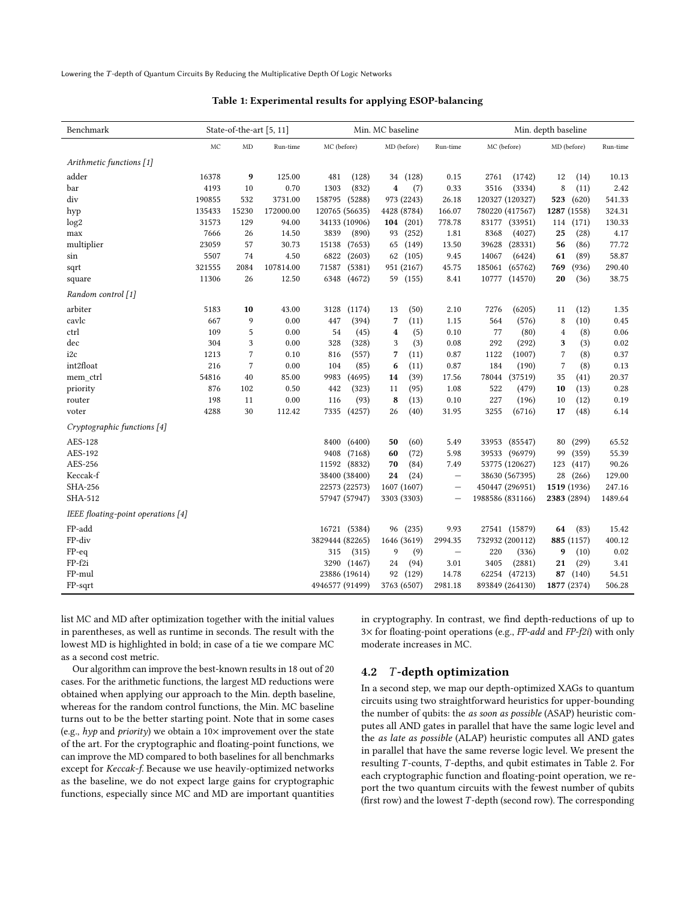**Table 1: Experimental results for applying ESOP-balancing**

| Benchmark | State-of-the-art [5, 11] | | | Min. MC baseline | | | Min. depth baseline | | |
|---|---|---|---|---|---|---|---|---|---|
| | MC | MD | Run-time | MC (before) | MD (before) | Run-time | MC (before) | MD (before) | Run-time |
| *Arithmetic functions [1]* | | | | | | | | | |
| adder | 16378 | **9** | 125.00 | 481 (128) | 34 (128) | 0.15 | 2761 (1742) | 12 (14) | 10.13 |
| bar | 4193 | 10 | 0.70 | 1303 (832) | **4** (7) | 0.33 | 3516 (3334) | 8 (11) | 2.42 |
| div | 190855 | 532 | 3731.00 | 158795 (5288) | 973 (2243) | 26.18 | 120327 (120327) | **523** (620) | 541.33 |
| hyp | 135433 | 15230 | 172000.00 | 120765 (56635) | 4428 (8784) | 166.07 | 780220 (417567) | **1287** (1558) | 324.31 |
| log2 | 31573 | 129 | 94.00 | 34133 (10906) | **104** (201) | 778.78 | 83177 (33951) | 114 (171) | 130.33 |
| max | 7666 | 26 | 14.50 | 3839 (890) | 93 (252) | 1.81 | 8368 (4027) | **25** (28) | 4.17 |
| multiplier | 23059 | 57 | 30.73 | 15138 (7653) | 65 (149) | 13.50 | 39628 (28331) | **56** (86) | 77.72 |
| sin | 5507 | 74 | 4.50 | 6822 (2603) | 62 (105) | 9.45 | 14067 (6424) | **61** (89) | 58.87 |
| sqrt | 321555 | 2084 | 107814.00 | 71587 (5381) | 951 (2167) | 45.75 | 185061 (65762) | **769** (936) | 290.40 |
| square | 11306 | 26 | 12.50 | 6348 (4672) | 59 (155) | 8.41 | 10777 (14570) | **20** (36) | 38.75 |
| *Random control [1]* | | | | | | | | | |
| arbiter | 5183 | **10** | 43.00 | 3128 (1174) | 13 (50) | 2.10 | 7276 (6205) | 11 (12) | 1.35 |
| cavlc | 667 | 9 | 0.00 | 447 (394) | **7** (11) | 1.15 | 564 (576) | 8 (10) | 0.45 |
| ctrl | 109 | 5 | 0.00 | 54 (45) | **4** (5) | 0.10 | 77 (80) | 4 (8) | 0.06 |
| dec | 304 | 3 | 0.00 | 328 (328) | 3 (3) | 0.08 | 292 (292) | **3** (3) | 0.02 |
| i2c | 1213 | 7 | 0.10 | 816 (557) | **7** (11) | 0.87 | 1122 (1007) | 7 (8) | 0.37 |
| int2float | 216 | 7 | 0.00 | 104 (85) | **6** (11) | 0.87 | 184 (190) | 7 (8) | 0.13 |
| mem_ctrl | 54816 | 40 | 85.00 | 9983 (4695) | **14** (39) | 17.56 | 78044 (37519) | 35 (41) | 20.37 |
| priority | 876 | 102 | 0.50 | 442 (323) | 11 (95) | 1.08 | 522 (479) | **10** (13) | 0.28 |
| router | 198 | 11 | 0.00 | 116 (93) | **8** (13) | 0.10 | 227 (196) | 10 (12) | 0.19 |
| voter | 4288 | 30 | 112.42 | 7335 (4257) | 26 (40) | 31.95 | 3255 (6716) | **17** (48) | 6.14 |
| *Cryptographic functions [4]* | | | | | | | | | |
| AES-128 | | | | 8400 (6400) | **50** (60) | 5.49 | 33953 (85547) | 80 (299) | 65.52 |
| AES-192 | | | | 9408 (7168) | **60** (72) | 5.98 | 39533 (96979) | 99 (359) | 55.39 |
| AES-256 | | | | 11592 (8832) | **70** (84) | 7.49 | 53775 (120627) | 123 (417) | 90.26 |
| Keccak-f | | | | 38400 (38400) | **24** (24) | – | 38630 (567395) | 28 (266) | 129.00 |
| SHA-256 | | | | 22573 (22573) | 1607 (1607) | – | 450447 (296951) | **1519** (1936) | 247.16 |
| SHA-512 | | | | 57947 (57947) | 3303 (3303) | – | 1988586 (831166) | **2383** (2894) | 1489.64 |
| *IEEE floating-point operations [4]* | | | | | | | | | |
| FP-add | | | | 16721 (5384) | 96 (235) | 9.93 | 27541 (15879) | **64** (83) | 15.42 |
| FP-div | | | | 3829444 (82265) | 1646 (3619) | 2994.35 | 732932 (200112) | **885** (1157) | 400.12 |
| FP-eq | | | | 315 (315) | 9 (9) | – | 220 (336) | **9** (10) | 0.02 |
| FP-f2i | | | | 3290 (1467) | 24 (94) | 3.01 | 3405 (2881) | **21** (29) | 3.41 |
| FP-mul | | | | 23886 (19614) | 92 (129) | 14.78 | 62254 (47213) | **87** (140) | 54.51 |
| FP-sqrt | | | | 4946577 (91499) | 3763 (6507) | 2981.18 | 893849 (264130) | **1877** (2374) | 506.28 |

list MC and MD after optimization together with the initial values in parentheses, as well as runtime in seconds. The result with the lowest MD is highlighted in bold; in case of a tie we compare MC as a second cost metric.

Our algorithm can improve the best-known results in 18 out of 20 cases. For the arithmetic functions, the largest MD reductions were obtained when applying our approach to the Min. depth baseline, whereas for the random control functions, the Min. MC baseline turns out to be the better starting point. Note that in some cases (e.g., *hyp* and *priority*) we obtain a 10× improvement over the state of the art. For the cryptographic and floating-point functions, we can improve the MD compared to both baselines for all benchmarks except for *Keccak-f*. Because we use heavily-optimized networks as the baseline, we do not expect large gains for cryptographic functions, especially since MC and MD are important quantities in cryptography. In contrast, we find depth-reductions of up to 3× for floating-point operations (e.g., *FP-add* and *FP-f2i*) with only moderate increases in MC.

## 4.2 $T$-depth optimization

In a second step, we map our depth-optimized XAGs to quantum circuits using two straightforward heuristics for upper-bounding the number of qubits: the *as soon as possible* (ASAP) heuristic computes all AND gates in parallel that have the same logic level and the *as late as possible* (ALAP) heuristic computes all AND gates in parallel that have the same reverse logic level. We present the resulting $T$-counts, $T$-depths, and qubit estimates in Table 2. For each cryptographic function and floating-point operation, we report the two quantum circuits with the fewest number of qubits (first row) and the lowest $T$-depth (second row). The corresponding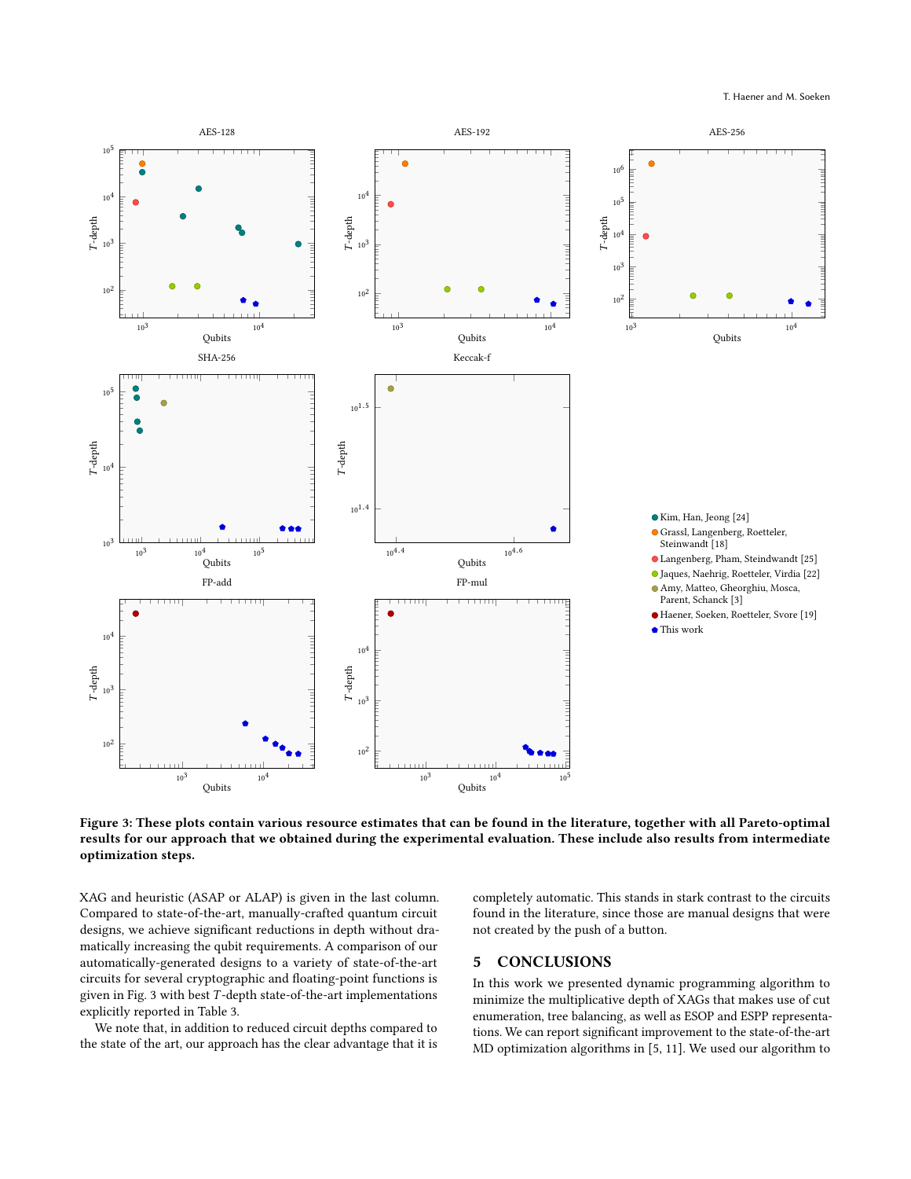**Figure 3: These plots contain various resource estimates that can be found in the literature, together with all Pareto-optimal results for our approach that we obtained during the experimental evaluation. These include also results from intermediate optimization steps.**

XAG and heuristic (ASAP or ALAP) is given in the last column. Compared to state-of-the-art, manually-crafted quantum circuit designs, we achieve significant reductions in depth without dramatically increasing the qubit requirements. A comparison of our automatically-generated designs to a variety of state-of-the-art circuits for several cryptographic and floating-point functions is given in Fig. 3 with best $T$-depth state-of-the-art implementations explicitly reported in Table 3.

We note that, in addition to reduced circuit depths compared to the state of the art, our approach has the clear advantage that it is completely automatic. This stands in stark contrast to the circuits found in the literature, since those are manual designs that were not created by the push of a button.

## 5 CONCLUSIONS

In this work we presented dynamic programming algorithm to minimize the multiplicative depth of XAGs that makes use of cut enumeration, tree balancing, as well as ESOP and ESPP representations. We can report significant improvement to the state-of-the-art MD optimization algorithms in [5, 11]. We used our algorithm to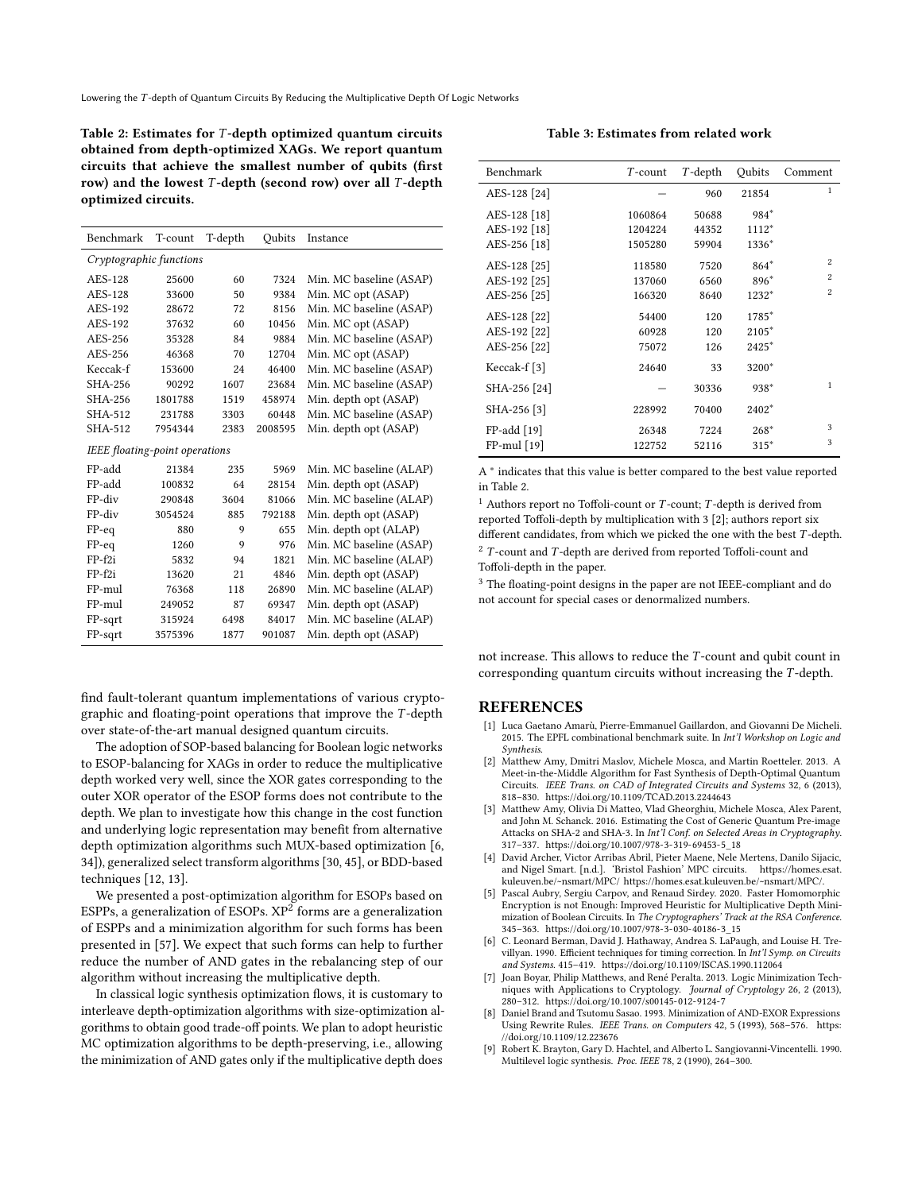**Table 2: Estimates for $T$-depth optimized quantum circuits obtained from depth-optimized XAGs. We report quantum circuits that achieve the smallest number of qubits (first row) and the lowest $T$-depth (second row) over all $T$-depth optimized circuits.**

| Benchmark | T-count | T-depth | Qubits | Instance |
|---|---|---|---|---|
| *Cryptographic functions* | | | | |
| AES-128 | 25600 | 60 | 7324 | Min. MC baseline (ASAP) |
| AES-128 | 33600 | 50 | 9384 | Min. MC opt (ASAP) |
| AES-192 | 28672 | 72 | 8156 | Min. MC baseline (ASAP) |
| AES-192 | 37632 | 60 | 10456 | Min. MC opt (ASAP) |
| AES-256 | 35328 | 84 | 9884 | Min. MC baseline (ASAP) |
| AES-256 | 46368 | 70 | 12704 | Min. MC opt (ASAP) |
| Keccak-f | 153600 | 24 | 46400 | Min. MC baseline (ASAP) |
| SHA-256 | 90292 | 1607 | 23684 | Min. MC baseline (ASAP) |
| SHA-256 | 1801788 | 1519 | 458974 | Min. depth opt (ASAP) |
| SHA-512 | 231788 | 3303 | 60448 | Min. MC baseline (ASAP) |
| SHA-512 | 7954344 | 2383 | 2008595 | Min. depth opt (ASAP) |
| *IEEE floating-point operations* | | | | |
| FP-add | 21384 | 235 | 5969 | Min. MC baseline (ALAP) |
| FP-add | 100832 | 64 | 28154 | Min. depth opt (ASAP) |
| FP-div | 290848 | 3604 | 81066 | Min. MC baseline (ALAP) |
| FP-div | 3054524 | 885 | 792188 | Min. depth opt (ASAP) |
| FP-eq | 880 | 9 | 655 | Min. depth opt (ALAP) |
| FP-eq | 1260 | 9 | 976 | Min. MC baseline (ASAP) |
| FP-f2i | 5832 | 94 | 1821 | Min. MC baseline (ALAP) |
| FP-f2i | 13620 | 21 | 4846 | Min. depth opt (ASAP) |
| FP-mul | 76368 | 118 | 26890 | Min. MC baseline (ALAP) |
| FP-mul | 249052 | 87 | 69347 | Min. depth opt (ASAP) |
| FP-sqrt | 315924 | 6498 | 84017 | Min. MC baseline (ALAP) |
| FP-sqrt | 3575396 | 1877 | 901087 | Min. depth opt (ASAP) |

find fault-tolerant quantum implementations of various cryptographic and floating-point operations that improve the $T$-depth over state-of-the-art manual designed quantum circuits.

The adoption of SOP-based balancing for Boolean logic networks to ESOP-balancing for XAGs in order to reduce the multiplicative depth worked very well, since the XOR gates corresponding to the outer XOR operator of the ESOP forms does not contribute to the depth. We plan to investigate how this change in the cost function and underlying logic representation may benefit from alternative depth optimization algorithms such MUX-based optimization [6, 34]), generalized select transform algorithms [30, 45], or BDD-based techniques [12, 13].

We presented a post-optimization algorithm for ESOPs based on ESPPs, a generalization of ESOPs. $XP^2$ forms are a generalization of ESPPs and a minimization algorithm for such forms has been presented in [57]. We expect that such forms can help to further reduce the number of AND gates in the rebalancing step of our algorithm without increasing the multiplicative depth.

In classical logic synthesis optimization flows, it is customary to interleave depth-optimization algorithms with size-optimization algorithms to obtain good trade-off points. We plan to adopt heuristic MC optimization algorithms to be depth-preserving, i.e., allowing the minimization of AND gates only if the multiplicative depth does not increase. This allows to reduce the $T$-count and qubit count in corresponding quantum circuits without increasing the $T$-depth.

**Table 3: Estimates from related work**

| Benchmark | $T$-count | $T$-depth | Qubits | Comment |
|---|---|---|---|---|
| AES-128 [24] | — | 960 | 21854 | 1 |
| AES-128 [18] | 1060864 | 50688 | 984* | |
| AES-192 [18] | 1204224 | 44352 | 1112* | |
| AES-256 [18] | 1505280 | 59904 | 1336* | |
| AES-128 [25] | 118580 | 7520 | 864* | 2 |
| AES-192 [25] | 137060 | 6560 | 896* | 2 |
| AES-256 [25] | 166320 | 8640 | 1232* | 2 |
| AES-128 [22] | 54400 | 120 | 1785* | |
| AES-192 [22] | 60928 | 120 | 2105* | |
| AES-256 [22] | 75072 | 126 | 2425* | |
| Keccak-f [3] | 24640 | 33 | 3200* | |
| SHA-256 [24] | — | 30336 | 938* | 1 |
| SHA-256 [3] | 228992 | 70400 | 2402* | |
| FP-add [19] | 26348 | 7224 | 268* | 3 |
| FP-mul [19] | 122752 | 52116 | 315* | 3 |

A * indicates that this value is better compared to the best value reported in Table 2.

[1] Authors report no Toffoli-count or $T$-count; $T$-depth is derived from reported Toffoli-depth by multiplication with 3 [2]; authors report six different candidates, from which we picked the one with the best $T$-depth.

[2] $T$-count and $T$-depth are derived from reported Toffoli-count and Toffoli-depth in the paper.

[3] The floating-point designs in the paper are not IEEE-compliant and do not account for special cases or denormalized numbers.

## REFERENCES

- [1] Luca Gaetano Amarù, Pierre-Emmanuel Gaillardon, and Giovanni De Micheli. 2015. The EPFL combinational benchmark suite. In *Int'l Workshop on Logic and Synthesis*.
- [2] Matthew Amy, Dmitri Maslov, Michele Mosca, and Martin Roetteler. 2013. A Meet-in-the-Middle Algorithm for Fast Synthesis of Depth-Optimal Quantum Circuits. *IEEE Trans. on CAD of Integrated Circuits and Systems* 32, 6 (2013), 818–830. https://doi.org/10.1109/TCAD.2013.2244643
- [3] Matthew Amy, Olivia Di Matteo, Vlad Gheorghiu, Michele Mosca, Alex Parent, and John M. Schanck. 2016. Estimating the Cost of Generic Quantum Pre-image Attacks on SHA-2 and SHA-3. In *Int'l Conf. on Selected Areas in Cryptography*. 317–337. https://doi.org/10.1007/978-3-319-69453-5_18
- [4] David Archer, Victor Arribas Abril, Pieter Maene, Nele Mertens, Danilo Sijacic, and Nigel Smart. [n.d.]. 'Bristol Fashion' MPC circuits. https://homes.esat.kuleuven.be/~nsmart/MPC/ https://homes.esat.kuleuven.be/~nsmart/MPC/.
- [5] Pascal Aubry, Sergiu Carpov, and Renaud Sirdey. 2020. Faster Homomorphic Encryption is not Enough: Improved Heuristic for Multiplicative Depth Minimization of Boolean Circuits. In *The Cryptographers' Track at the RSA Conference*. 345–363. https://doi.org/10.1007/978-3-030-40186-3_15
- [6] C. Leonard Berman, David J. Hathaway, Andrea S. LaPaugh, and Louise H. Trevillyan. 1990. Efficient techniques for timing correction. In *Int'l Symp. on Circuits and Systems*. 415–419. https://doi.org/10.1109/ISCAS.1990.112064
- [7] Joan Boyar, Philip Matthews, and René Peralta. 2013. Logic Minimization Techniques with Applications to Cryptology. *Journal of Cryptology* 26, 2 (2013), 280–312. https://doi.org/10.1007/s00145-012-9124-7
- [8] Daniel Brand and Tsutomu Sasao. 1993. Minimization of AND-EXOR Expressions Using Rewrite Rules. *IEEE Trans. on Computers* 42, 5 (1993), 568–576. https://doi.org/10.1109/12.223676
- [9] Robert K. Brayton, Gary D. Hachtel, and Alberto L. Sangiovanni-Vincentelli. 1990. Multilevel logic synthesis. *Proc. IEEE* 78, 2 (1990), 264–300.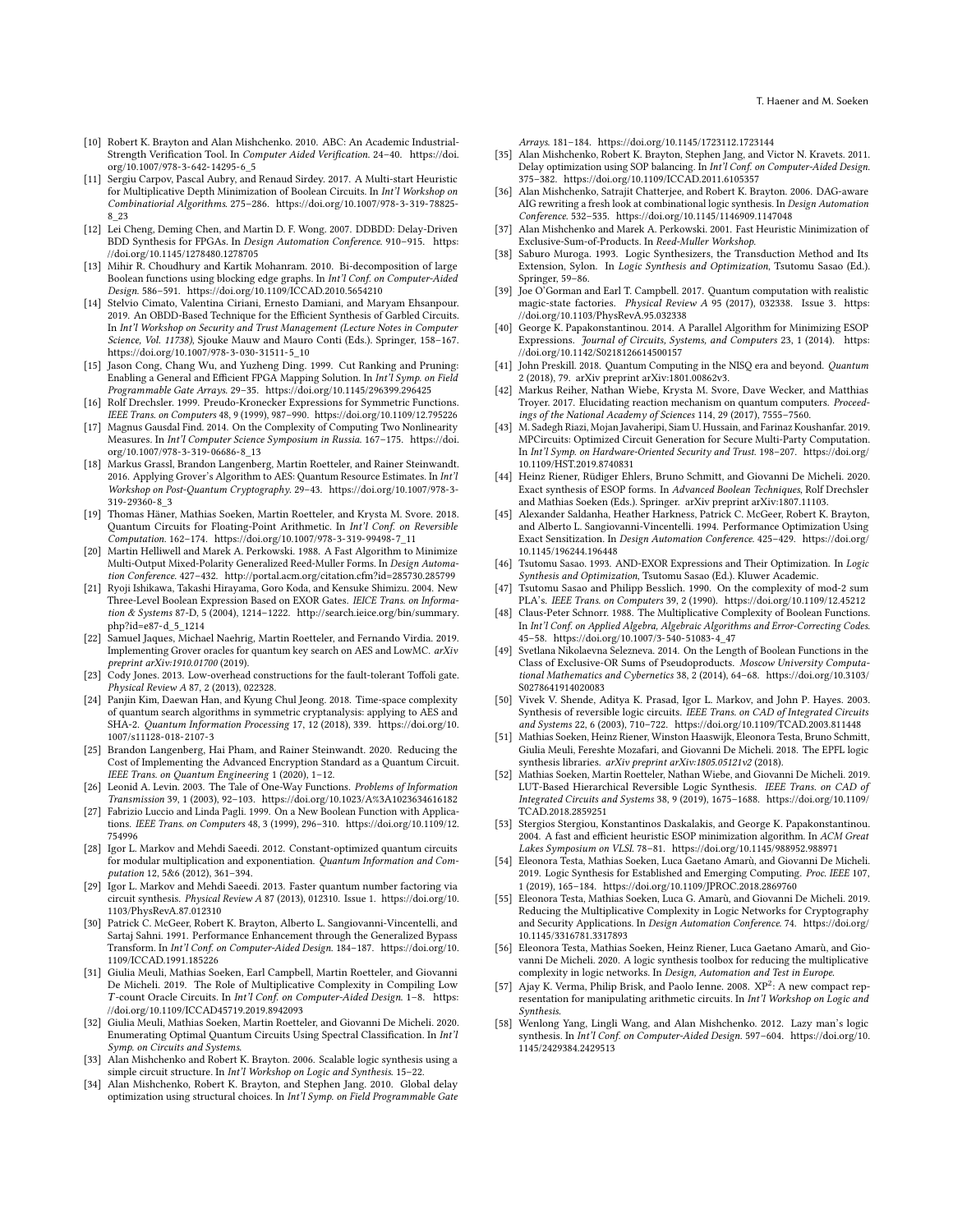- [10] Robert K. Brayton and Alan Mishchenko. 2010. ABC: An Academic Industrial-Strength Verification Tool. In *Computer Aided Verification*. 24–40. https://doi.org/10.1007/978-3-642-14295-6_5
- [11] Sergiu Carpov, Pascal Aubry, and Renaud Sirdey. 2017. A Multi-start Heuristic for Multiplicative Depth Minimization of Boolean Circuits. In *Int'l Workshop on Combinatiorial Algorithms*. 275–286. https://doi.org/10.1007/978-3-319-78825-8_23
- [12] Lei Cheng, Deming Chen, and Martin D. F. Wong. 2007. DDBDD: Delay-Driven BDD Synthesis for FPGAs. In *Design Automation Conference*. 910–915. https://doi.org/10.1145/1278480.1278705
- [13] Mihir R. Choudhury and Kartik Mohanram. 2010. Bi-decomposition of large Boolean functions using blocking edge graphs. In *Int'l Conf. on Computer-Aided Design*. 586–591. https://doi.org/10.1109/ICCAD.2010.5654210
- [14] Stelvio Cimato, Valentina Ciriani, Ernesto Damiani, and Maryam Ehsanpour. 2019. An OBDD-Based Technique for the Efficient Synthesis of Garbled Circuits. In *Int'l Workshop on Security and Trust Management (Lecture Notes in Computer Science, Vol. 11738)*, Sjouke Mauw and Mauro Conti (Eds.). Springer, 158–167. https://doi.org/10.1007/978-3-030-31511-5_10
- [15] Jason Cong, Chang Wu, and Yuzheng Ding. 1999. Cut Ranking and Pruning: Enabling a General and Efficient FPGA Mapping Solution. In *Int'l Symp. on Field Programmable Gate Arrays*. 29–35. https://doi.org/10.1145/296399.296425
- [16] Rolf Drechsler. 1999. Preudo-Kronecker Expressions for Symmetric Functions. *IEEE Trans. on Computers* 48, 9 (1999), 987–990. https://doi.org/10.1109/12.795226
- [17] Magnus Gausdal Find. 2014. On the Complexity of Computing Two Nonlinearity Measures. In *Int'l Computer Science Symposium in Russia*. 167–175. https://doi.org/10.1007/978-3-319-06686-8_13
- [18] Markus Grassl, Brandon Langenberg, Martin Roetteler, and Rainer Steinwandt. 2016. Applying Grover's Algorithm to AES: Quantum Resource Estimates. In *Int'l Workshop on Post-Quantum Cryptography*. 29–43. https://doi.org/10.1007/978-3-319-29360-8_3
- [19] Thomas Häner, Mathias Soeken, Martin Roetteler, and Krysta M. Svore. 2018. Quantum Circuits for Floating-Point Arithmetic. In *Int'l Conf. on Reversible Computation*. 162–174. https://doi.org/10.1007/978-3-319-99498-7_11
- [20] Martin Helliwell and Marek A. Perkowski. 1988. A Fast Algorithm to Minimize Multi-Output Mixed-Polarity Generalized Reed-Muller Forms. In *Design Automation Conference*. 427–432. http://portal.acm.org/citation.cfm?id=285730.285799
- [21] Ryoji Ishikawa, Takashi Hirayama, Goro Koda, and Kensuke Shimizu. 2004. New Three-Level Boolean Expression Based on EXOR Gates. *IEICE Trans. on Information & Systems* 87-D, 5 (2004), 1214–1222. http://search.ieice.org/bin/summary.php?id=e87-d_5_1214
- [22] Samuel Jaques, Michael Naehrig, Martin Roetteler, and Fernando Virdia. 2019. Implementing Grover oracles for quantum key search on AES and LowMC. *arXiv preprint arXiv:1910.01700* (2019).
- [23] Cody Jones. 2013. Low-overhead constructions for the fault-tolerant Toffoli gate. *Physical Review A* 87, 2 (2013), 022328.
- [24] Panjin Kim, Daewan Han, and Kyung Chul Jeong. 2018. Time-space complexity of quantum search algorithms in symmetric cryptanalysis: applying to AES and SHA-2. *Quantum Information Processing* 17, 12 (2018), 339. https://doi.org/10.1007/s11128-018-2107-3
- [25] Brandon Langenberg, Hai Pham, and Rainer Steinwandt. 2020. Reducing the Cost of Implementing the Advanced Encryption Standard as a Quantum Circuit. *IEEE Trans. on Quantum Engineering* 1 (2020), 1–12.
- [26] Leonid A. Levin. 2003. The Tale of One-Way Functions. *Problems of Information Transmission* 39, 1 (2003), 92–103. https://doi.org/10.1023/A%3A1023634616182
- [27] Fabrizio Luccio and Linda Pagli. 1999. On a New Boolean Function with Applications. *IEEE Trans. on Computers* 48, 3 (1999), 296–310. https://doi.org/10.1109/12.754996
- [28] Igor L. Markov and Mehdi Saeedi. 2012. Constant-optimized quantum circuits for modular multiplication and exponentiation. *Quantum Information and Computation* 12, 5&6 (2012), 361–394.
- [29] Igor L. Markov and Mehdi Saeedi. 2013. Faster quantum number factoring via circuit synthesis. *Physical Review A* 87 (2013), 012310. Issue 1. https://doi.org/10.1103/PhysRevA.87.012310
- [30] Patrick C. McGeer, Robert K. Brayton, Alberto L. Sangiovanni-Vincentelli, and Sartaj Sahni. 1991. Performance Enhancement through the Generalized Bypass Transform. In *Int'l Conf. on Computer-Aided Design*. 184–187. https://doi.org/10.1109/ICCAD.1991.185226
- [31] Giulia Meuli, Mathias Soeken, Earl Campbell, Martin Roetteler, and Giovanni De Micheli. 2019. The Role of Multiplicative Complexity in Compiling Low $T$-count Oracle Circuits. In *Int'l Conf. on Computer-Aided Design*. 1–8. https://doi.org/10.1109/ICCAD45719.2019.8942093
- [32] Giulia Meuli, Mathias Soeken, Martin Roetteler, and Giovanni De Micheli. 2020. Enumerating Optimal Quantum Circuits Using Spectral Classification. In *Int'l Symp. on Circuits and Systems*.
- [33] Alan Mishchenko and Robert K. Brayton. 2006. Scalable logic synthesis using a simple circuit structure. In *Int'l Workshop on Logic and Synthesis*. 15–22.
- [34] Alan Mishchenko, Robert K. Brayton, and Stephen Jang. 2010. Global delay optimization using structural choices. In *Int'l Symp. on Field Programmable Gate Arrays*. 181–184. https://doi.org/10.1145/1723112.1723144
- [35] Alan Mishchenko, Robert K. Brayton, Stephen Jang, and Victor N. Kravets. 2011. Delay optimization using SOP balancing. In *Int'l Conf. on Computer-Aided Design*. 375–382. https://doi.org/10.1109/ICCAD.2011.6105357
- [36] Alan Mishchenko, Satrajit Chatterjee, and Robert K. Brayton. 2006. DAG-aware AIG rewriting a fresh look at combinational logic synthesis. In *Design Automation Conference*. 532–535. https://doi.org/10.1145/1146909.1147048
- [37] Alan Mishchenko and Marek A. Perkowski. 2001. Fast Heuristic Minimization of Exclusive-Sum-of-Products. In *Reed-Muller Workshop*.
- [38] Saburo Muroga. 1993. Logic Synthesizers, the Transduction Method and Its Extension, Sylon. In *Logic Synthesis and Optimization*, Tsutomu Sasao (Ed.). Springer, 59–86.
- [39] Joe O'Gorman and Earl T. Campbell. 2017. Quantum computation with realistic magic-state factories. *Physical Review A* 95 (2017), 032338. Issue 3. https://doi.org/10.1103/PhysRevA.95.032338
- [40] George K. Papakonstantinou. 2014. A Parallel Algorithm for Minimizing ESOP Expressions. *Journal of Circuits, Systems, and Computers* 23, 1 (2014). https://doi.org/10.1142/S0218126614500157
- [41] John Preskill. 2018. Quantum Computing in the NISQ era and beyond. *Quantum* 2 (2018), 79. arXiv preprint arXiv:1801.00862v3.
- [42] Markus Reiher, Nathan Wiebe, Krysta M. Svore, Dave Wecker, and Matthias Troyer. 2017. Elucidating reaction mechanism on quantum computers. *Proceedings of the National Academy of Sciences* 114, 29 (2017), 7555–7560.
- [43] M. Sadegh Riazi, Mojan Javaheripi, Siam U. Hussain, and Farinaz Koushanfar. 2019. MPCircuits: Optimized Circuit Generation for Secure Multi-Party Computation. In *Int'l Symp. on Hardware-Oriented Security and Trust*. 198–207. https://doi.org/10.1109/HST.2019.8740831
- [44] Heinz Riener, Rüdiger Ehlers, Bruno Schmitt, and Giovanni De Micheli. 2020. Exact synthesis of ESOP forms. In *Advanced Boolean Techniques*, Rolf Drechsler and Mathias Soeken (Eds.). Springer. arXiv preprint arXiv:1807.11103.
- [45] Alexander Saldanha, Heather Harkness, Patrick C. McGeer, Robert K. Brayton, and Alberto L. Sangiovanni-Vincentelli. 1994. Performance Optimization Using Exact Sensitization. In *Design Automation Conference*. 425–429. https://doi.org/10.1145/196244.196448
- [46] Tsutomu Sasao. 1993. AND-EXOR Expressions and Their Optimization. In *Logic Synthesis and Optimization*, Tsutomu Sasao (Ed.). Kluwer Academic.
- [47] Tsutomu Sasao and Philipp Besslich. 1990. On the complexity of mod-2 sum PLA's. *IEEE Trans. on Computers* 39, 2 (1990). https://doi.org/10.1109/12.45212
- [48] Claus-Peter Schnorr. 1988. The Multiplicative Complexity of Boolean Functions. In *Int'l Conf. on Applied Algebra, Algebraic Algorithms and Error-Correcting Codes*. 45–58. https://doi.org/10.1007/3-540-51083-4_47
- [49] Svetlana Nikolaevna Selezneva. 2014. On the Length of Boolean Functions in the Class of Exclusive-OR Sums of Pseudoproducts. *Moscow University Computational Mathematics and Cybernetics* 38, 2 (2014), 64–68. https://doi.org/10.3103/S0278641914020083
- [50] Vivek V. Shende, Aditya K. Prasad, Igor L. Markov, and John P. Hayes. 2003. Synthesis of reversible logic circuits. *IEEE Trans. on CAD of Integrated Circuits and Systems* 22, 6 (2003), 710–722. https://doi.org/10.1109/TCAD.2003.811448
- [51] Mathias Soeken, Heinz Riener, Winston Haaswijk, Eleonora Testa, Bruno Schmitt, Giulia Meuli, Fereshte Mozafari, and Giovanni De Micheli. 2018. The EPFL logic synthesis libraries. *arXiv preprint arXiv:1805.05121v2* (2018).
- [52] Mathias Soeken, Martin Roetteler, Nathan Wiebe, and Giovanni De Micheli. 2019. LUT-Based Hierarchical Reversible Logic Synthesis. *IEEE Trans. on CAD of Integrated Circuits and Systems* 38, 9 (2019), 1675–1688. https://doi.org/10.1109/TCAD.2018.2859251
- [53] Stergios Stergiou, Konstantinos Daskalakis, and George K. Papakonstantinou. 2004. A fast and efficient heuristic ESOP minimization algorithm. In *ACM Great Lakes Symposium on VLSI*. 78–81. https://doi.org/10.1145/988952.988971
- [54] Eleonora Testa, Mathias Soeken, Luca Gaetano Amarù, and Giovanni De Micheli. 2019. Logic Synthesis for Established and Emerging Computing. *Proc. IEEE* 107, 1 (2019), 165–184. https://doi.org/10.1109/JPROC.2018.2869760
- [55] Eleonora Testa, Mathias Soeken, Luca G. Amarù, and Giovanni De Micheli. 2019. Reducing the Multiplicative Complexity in Logic Networks for Cryptography and Security Applications. In *Design Automation Conference*. 74. https://doi.org/10.1145/3316781.3317893
- [56] Eleonora Testa, Mathias Soeken, Heinz Riener, Luca Gaetano Amarù, and Giovanni De Micheli. 2020. A logic synthesis toolbox for reducing the multiplicative complexity in logic networks. In *Design, Automation and Test in Europe*.
- [57] Ajay K. Verma, Philip Brisk, and Paolo Ienne. 2008. $XP^2$: A new compact representation for manipulating arithmetic circuits. In *Int'l Workshop on Logic and Synthesis*.
- [58] Wenlong Yang, Lingli Wang, and Alan Mishchenko. 2012. Lazy man's logic synthesis. In *Int'l Conf. on Computer-Aided Design*. 597–604. https://doi.org/10.1145/2429384.2429513